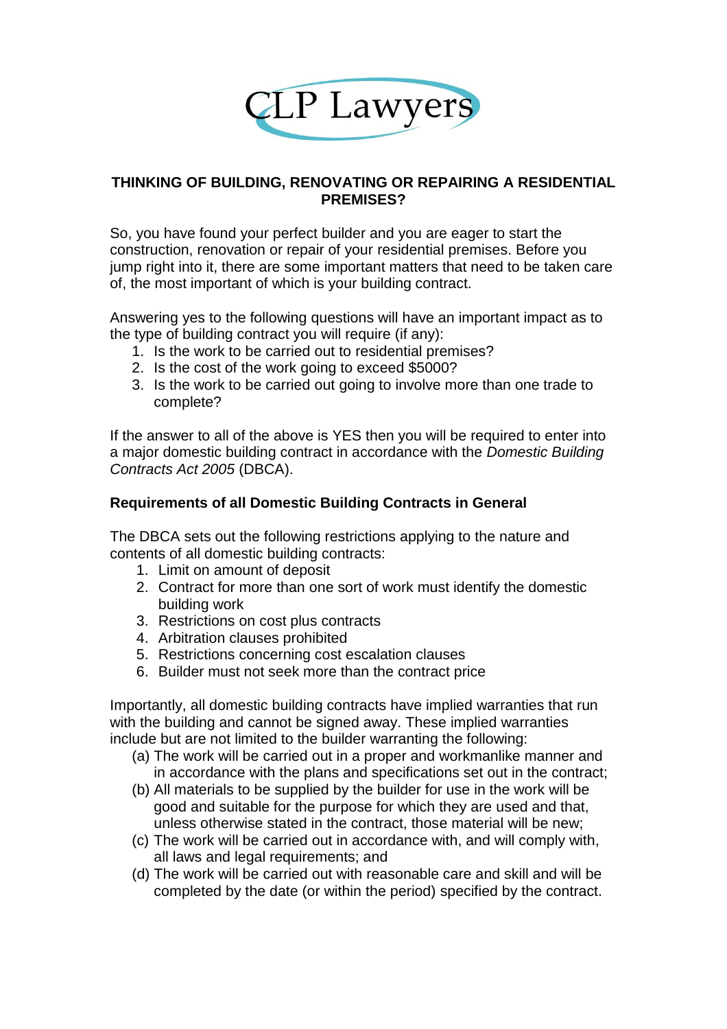CLP Lawyers

## THINKING OF BUILDING, RENOVATING OR REPAIRING A RESIDENTIAL PREMISES?

So, you have found your perfect builder and you are eager to start the construction, renovation or repair of your residential premises. Before you jump right into it, there are some important matters that need to be taken care of, the most important of which is your building contract.

Answering yes to the following questions will have an important impact as to the type of building contract you will require (if any):

1. Is the work to be carried out to residential premises?
2. Is the cost of the work going to exceed $5000?
3. Is the work to be carried out going to involve more than one trade to complete?

If the answer to all of the above is YES then you will be required to enter into a major domestic building contract in accordance with the *Domestic Building Contracts Act 2005* (DBCA).

### Requirements of all Domestic Building Contracts in General

The DBCA sets out the following restrictions applying to the nature and contents of all domestic building contracts:

1. Limit on amount of deposit
2. Contract for more than one sort of work must identify the domestic building work
3. Restrictions on cost plus contracts
4. Arbitration clauses prohibited
5. Restrictions concerning cost escalation clauses
6. Builder must not seek more than the contract price

Importantly, all domestic building contracts have implied warranties that run with the building and cannot be signed away. These implied warranties include but are not limited to the builder warranting the following:

(a) The work will be carried out in a proper and workmanlike manner and in accordance with the plans and specifications set out in the contract;
(b) All materials to be supplied by the builder for use in the work will be good and suitable for the purpose for which they are used and that, unless otherwise stated in the contract, those material will be new;
(c) The work will be carried out in accordance with, and will comply with, all laws and legal requirements; and
(d) The work will be carried out with reasonable care and skill and will be completed by the date (or within the period) specified by the contract.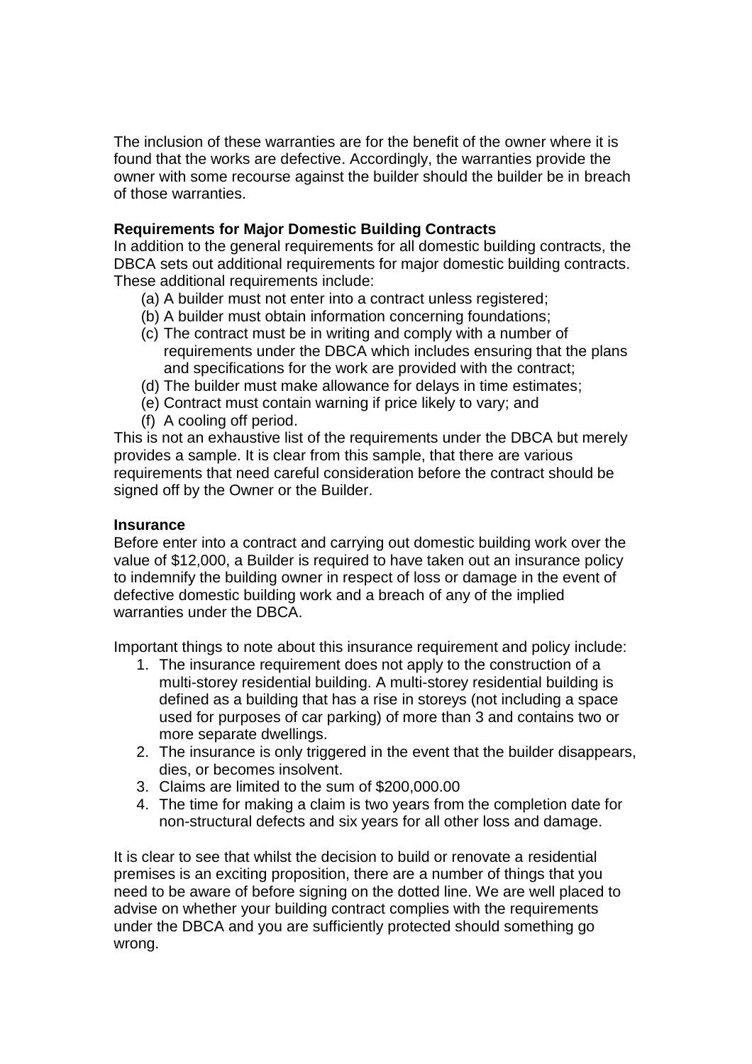The inclusion of these warranties are for the benefit of the owner where it is found that the works are defective. Accordingly, the warranties provide the owner with some recourse against the builder should the builder be in breach of those warranties.

**Requirements for Major Domestic Building Contracts**

In addition to the general requirements for all domestic building contracts, the DBCA sets out additional requirements for major domestic building contracts. These additional requirements include:

(a) A builder must not enter into a contract unless registered;
(b) A builder must obtain information concerning foundations;
(c) The contract must be in writing and comply with a number of requirements under the DBCA which includes ensuring that the plans and specifications for the work are provided with the contract;
(d) The builder must make allowance for delays in time estimates;
(e) Contract must contain warning if price likely to vary; and
(f) A cooling off period.

This is not an exhaustive list of the requirements under the DBCA but merely provides a sample. It is clear from this sample, that there are various requirements that need careful consideration before the contract should be signed off by the Owner or the Builder.

**Insurance**

Before enter into a contract and carrying out domestic building work over the value of $12,000, a Builder is required to have taken out an insurance policy to indemnify the building owner in respect of loss or damage in the event of defective domestic building work and a breach of any of the implied warranties under the DBCA.

Important things to note about this insurance requirement and policy include:

1. The insurance requirement does not apply to the construction of a multi-storey residential building. A multi-storey residential building is defined as a building that has a rise in storeys (not including a space used for purposes of car parking) of more than 3 and contains two or more separate dwellings.
2. The insurance is only triggered in the event that the builder disappears, dies, or becomes insolvent.
3. Claims are limited to the sum of $200,000.00
4. The time for making a claim is two years from the completion date for non-structural defects and six years for all other loss and damage.

It is clear to see that whilst the decision to build or renovate a residential premises is an exciting proposition, there are a number of things that you need to be aware of before signing on the dotted line. We are well placed to advise on whether your building contract complies with the requirements under the DBCA and you are sufficiently protected should something go wrong.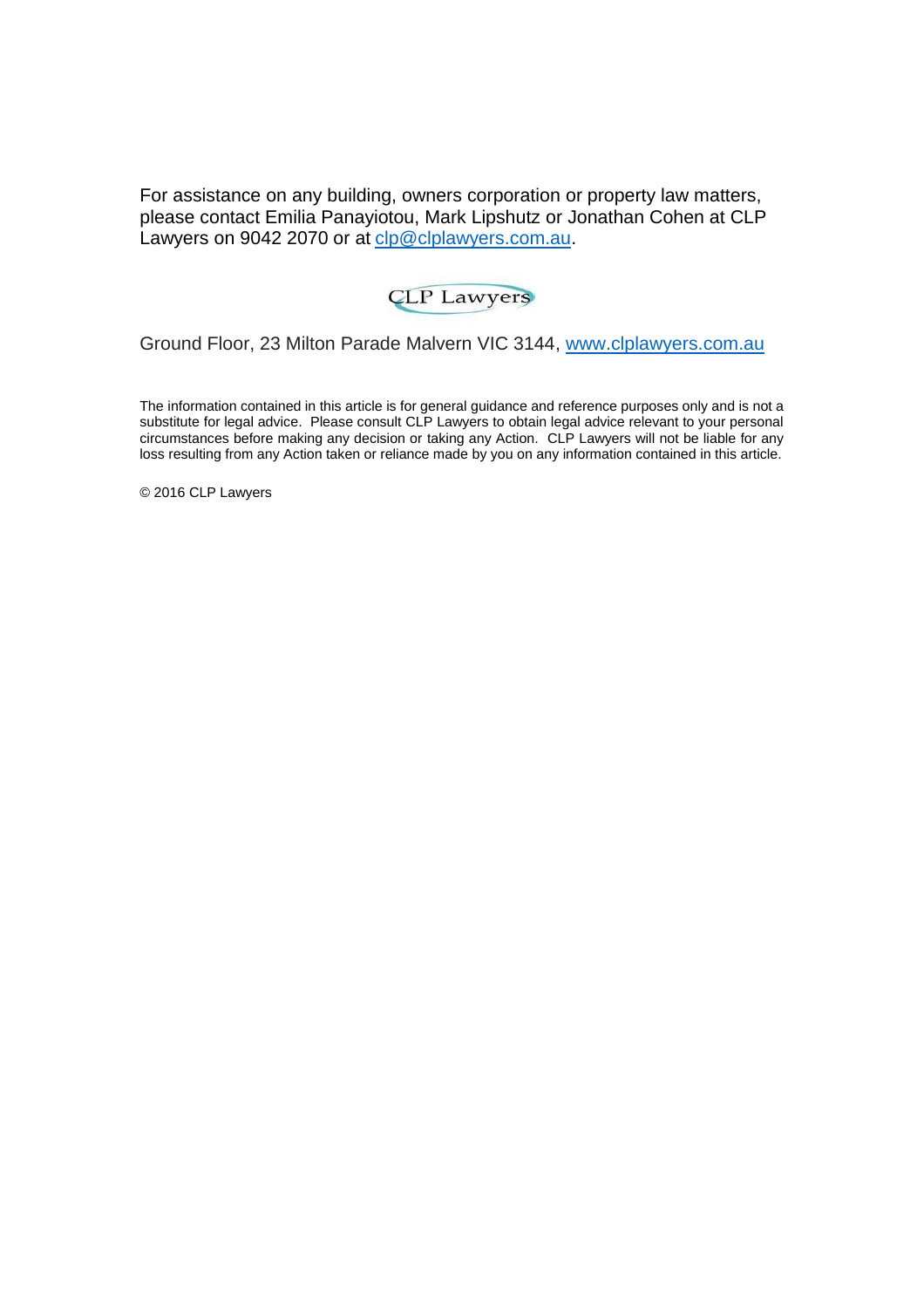For assistance on any building, owners corporation or property law matters, please contact Emilia Panayiotou, Mark Lipshutz or Jonathan Cohen at CLP Lawyers on 9042 2070 or at clp@clplawyers.com.au.

CLP Lawyers

Ground Floor, 23 Milton Parade Malvern VIC 3144, www.clplawyers.com.au

The information contained in this article is for general guidance and reference purposes only and is not a substitute for legal advice. Please consult CLP Lawyers to obtain legal advice relevant to your personal circumstances before making any decision or taking any Action. CLP Lawyers will not be liable for any loss resulting from any Action taken or reliance made by you on any information contained in this article.

© 2016 CLP Lawyers